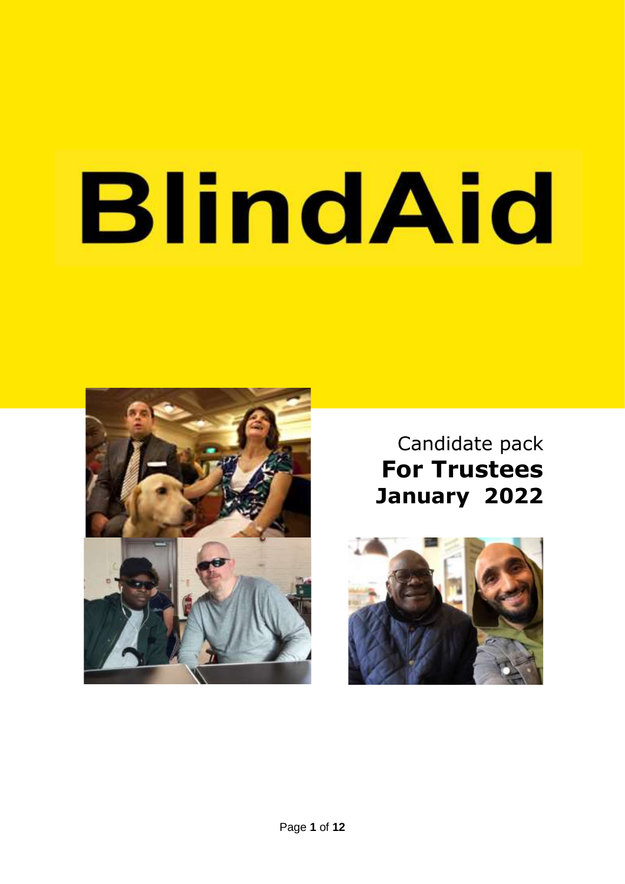# BlindAid

Candidate pack
**For Trustees**
**January 2022**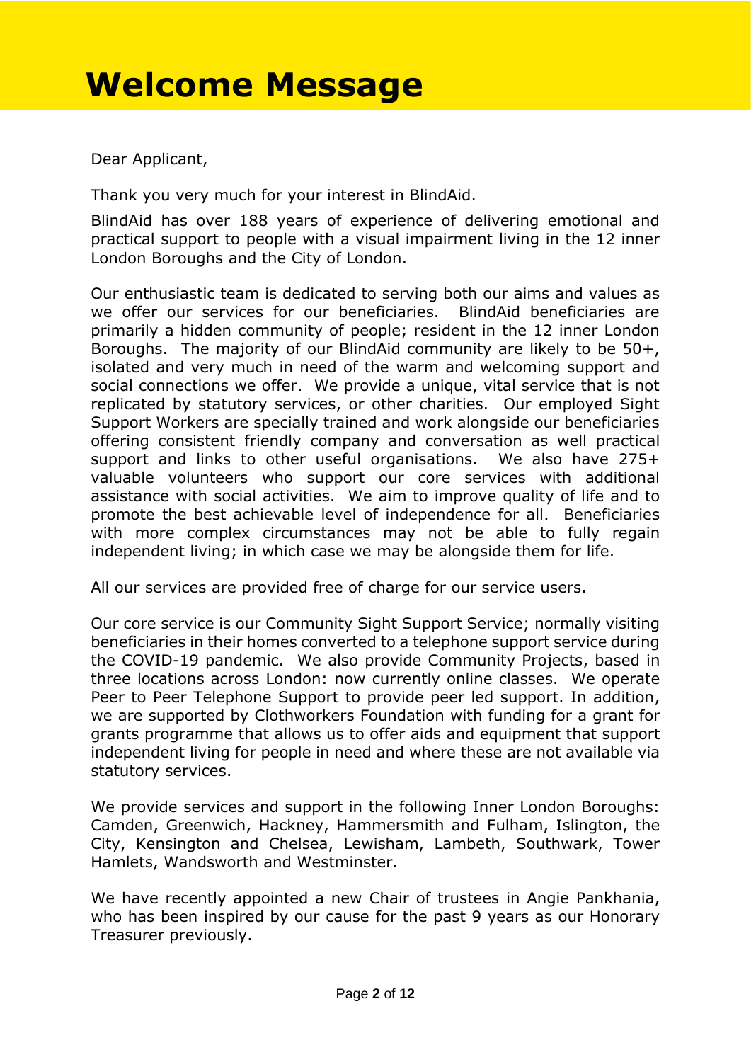# Welcome Message

Dear Applicant,

Thank you very much for your interest in BlindAid.

BlindAid has over 188 years of experience of delivering emotional and practical support to people with a visual impairment living in the 12 inner London Boroughs and the City of London.

Our enthusiastic team is dedicated to serving both our aims and values as we offer our services for our beneficiaries. BlindAid beneficiaries are primarily a hidden community of people; resident in the 12 inner London Boroughs. The majority of our BlindAid community are likely to be 50+, isolated and very much in need of the warm and welcoming support and social connections we offer. We provide a unique, vital service that is not replicated by statutory services, or other charities. Our employed Sight Support Workers are specially trained and work alongside our beneficiaries offering consistent friendly company and conversation as well practical support and links to other useful organisations. We also have 275+ valuable volunteers who support our core services with additional assistance with social activities. We aim to improve quality of life and to promote the best achievable level of independence for all. Beneficiaries with more complex circumstances may not be able to fully regain independent living; in which case we may be alongside them for life.

All our services are provided free of charge for our service users.

Our core service is our Community Sight Support Service; normally visiting beneficiaries in their homes converted to a telephone support service during the COVID-19 pandemic. We also provide Community Projects, based in three locations across London: now currently online classes. We operate Peer to Peer Telephone Support to provide peer led support. In addition, we are supported by Clothworkers Foundation with funding for a grant for grants programme that allows us to offer aids and equipment that support independent living for people in need and where these are not available via statutory services.

We provide services and support in the following Inner London Boroughs: Camden, Greenwich, Hackney, Hammersmith and Fulham, Islington, the City, Kensington and Chelsea, Lewisham, Lambeth, Southwark, Tower Hamlets, Wandsworth and Westminster.

We have recently appointed a new Chair of trustees in Angie Pankhania, who has been inspired by our cause for the past 9 years as our Honorary Treasurer previously.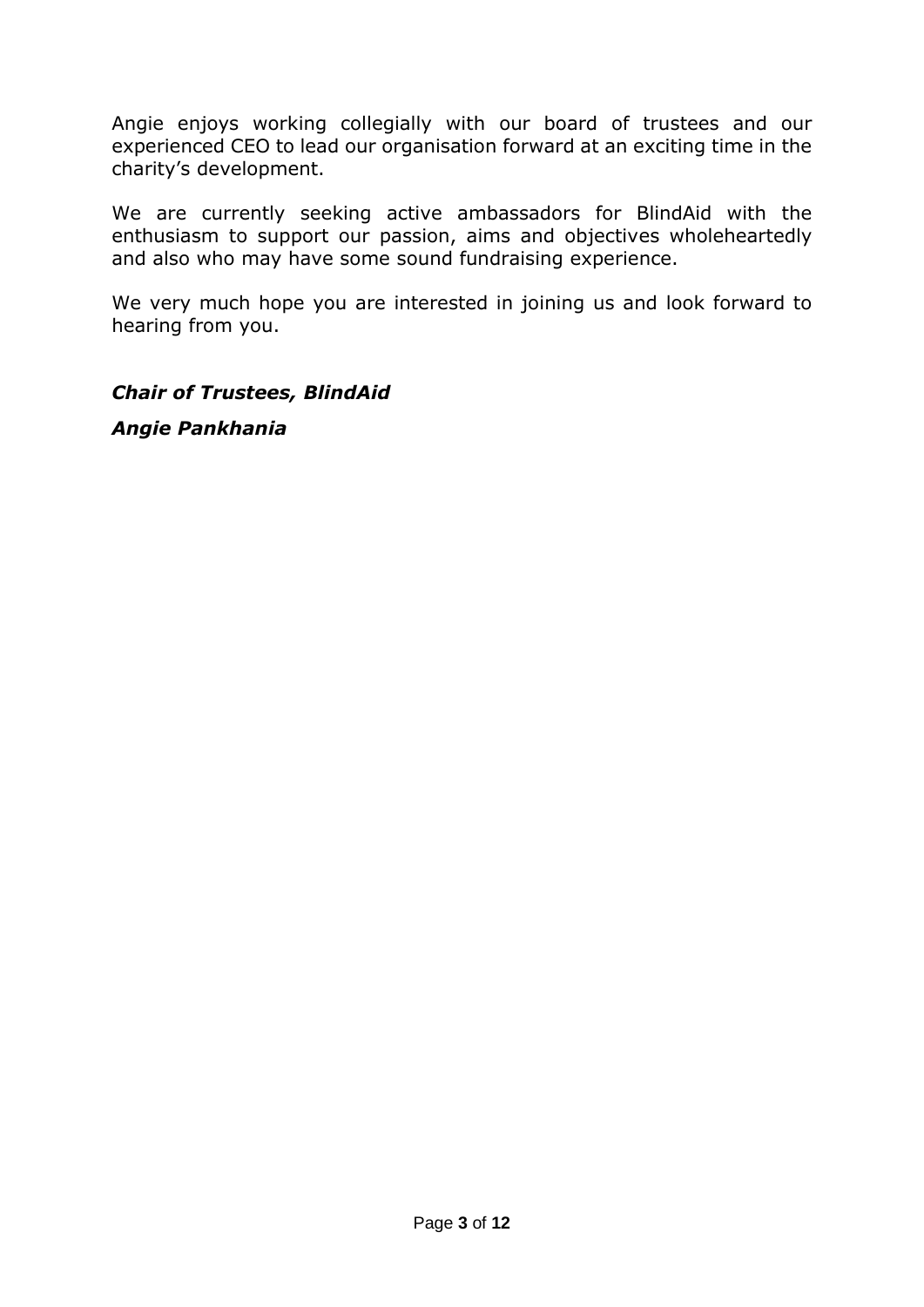Angie enjoys working collegially with our board of trustees and our experienced CEO to lead our organisation forward at an exciting time in the charity's development.

We are currently seeking active ambassadors for BlindAid with the enthusiasm to support our passion, aims and objectives wholeheartedly and also who may have some sound fundraising experience.

We very much hope you are interested in joining us and look forward to hearing from you.

***Chair of Trustees, BlindAid***

***Angie Pankhania***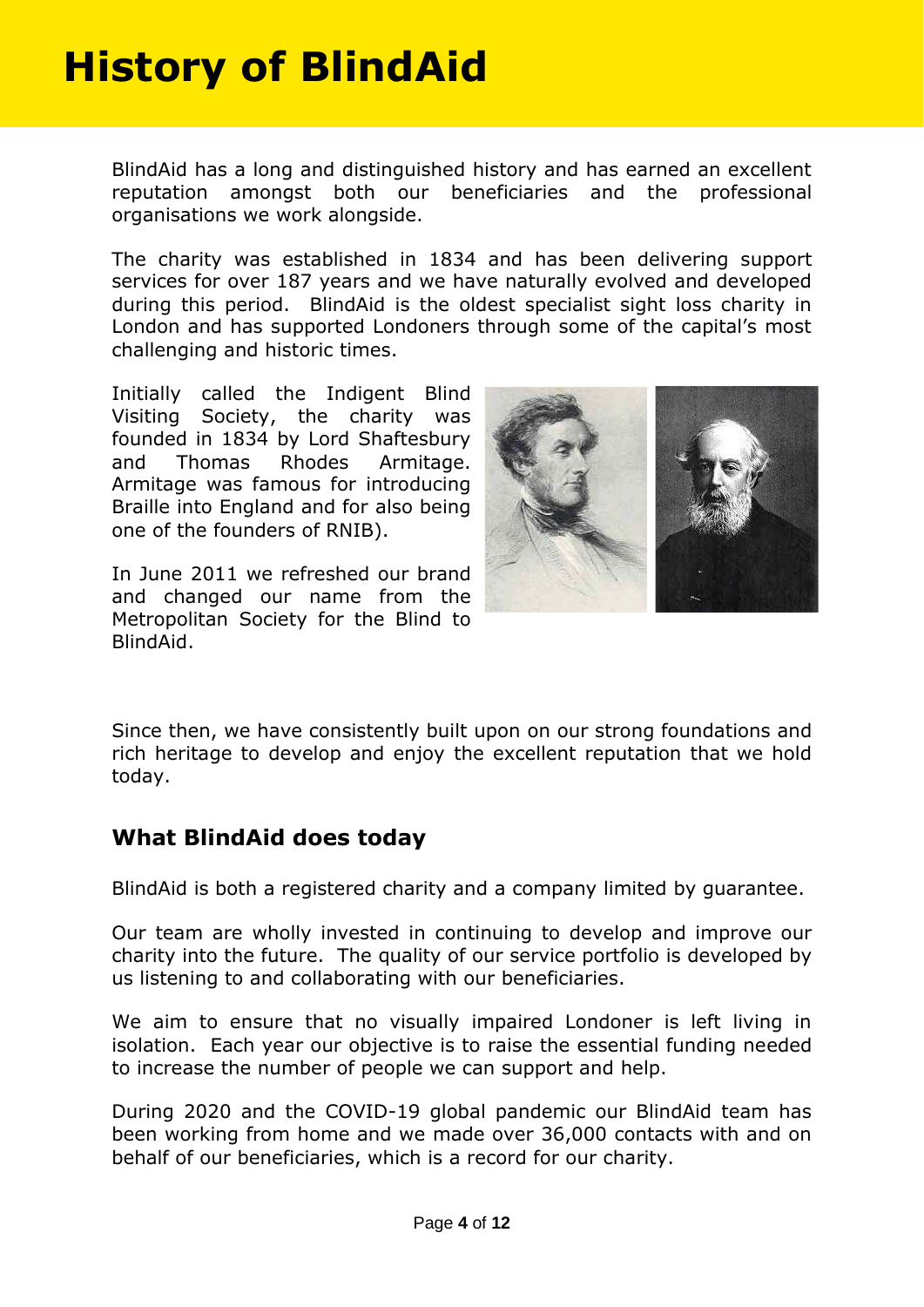# History of BlindAid

BlindAid has a long and distinguished history and has earned an excellent reputation amongst both our beneficiaries and the professional organisations we work alongside.

The charity was established in 1834 and has been delivering support services for over 187 years and we have naturally evolved and developed during this period. BlindAid is the oldest specialist sight loss charity in London and has supported Londoners through some of the capital's most challenging and historic times.

Initially called the Indigent Blind Visiting Society, the charity was founded in 1834 by Lord Shaftesbury and Thomas Rhodes Armitage. Armitage was famous for introducing Braille into England and for also being one of the founders of RNIB).

In June 2011 we refreshed our brand and changed our name from the Metropolitan Society for the Blind to BlindAid.

Since then, we have consistently built upon on our strong foundations and rich heritage to develop and enjoy the excellent reputation that we hold today.

## What BlindAid does today

BlindAid is both a registered charity and a company limited by guarantee.

Our team are wholly invested in continuing to develop and improve our charity into the future. The quality of our service portfolio is developed by us listening to and collaborating with our beneficiaries.

We aim to ensure that no visually impaired Londoner is left living in isolation. Each year our objective is to raise the essential funding needed to increase the number of people we can support and help.

During 2020 and the COVID-19 global pandemic our BlindAid team has been working from home and we made over 36,000 contacts with and on behalf of our beneficiaries, which is a record for our charity.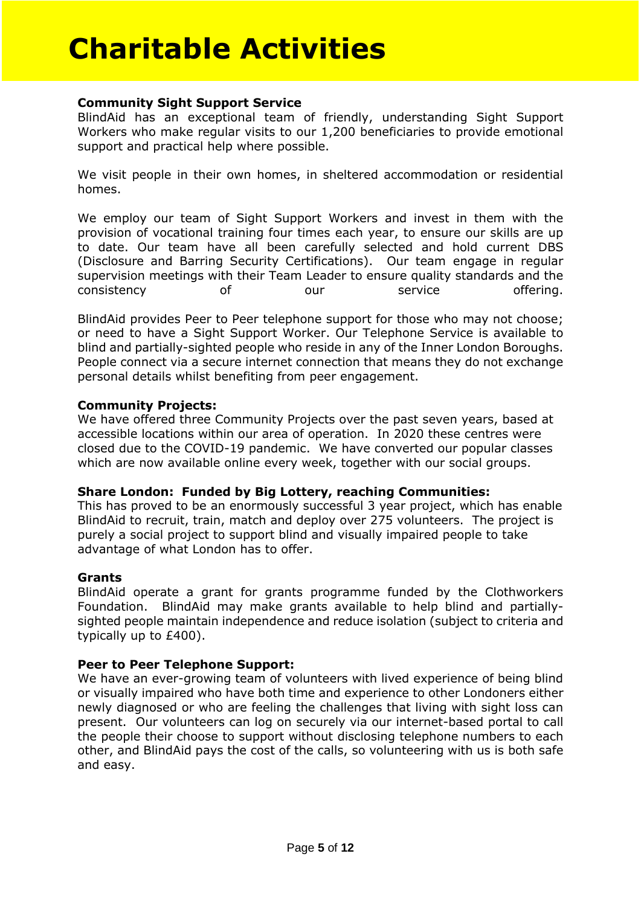# Charitable Activities

**Community Sight Support Service**
BlindAid has an exceptional team of friendly, understanding Sight Support Workers who make regular visits to our 1,200 beneficiaries to provide emotional support and practical help where possible.

We visit people in their own homes, in sheltered accommodation or residential homes.

We employ our team of Sight Support Workers and invest in them with the provision of vocational training four times each year, to ensure our skills are up to date. Our team have all been carefully selected and hold current DBS (Disclosure and Barring Security Certifications). Our team engage in regular supervision meetings with their Team Leader to ensure quality standards and the consistency of our service offering.

BlindAid provides Peer to Peer telephone support for those who may not choose; or need to have a Sight Support Worker. Our Telephone Service is available to blind and partially-sighted people who reside in any of the Inner London Boroughs. People connect via a secure internet connection that means they do not exchange personal details whilst benefiting from peer engagement.

**Community Projects:**
We have offered three Community Projects over the past seven years, based at accessible locations within our area of operation. In 2020 these centres were closed due to the COVID-19 pandemic. We have converted our popular classes which are now available online every week, together with our social groups.

**Share London: Funded by Big Lottery, reaching Communities:**
This has proved to be an enormously successful 3 year project, which has enable BlindAid to recruit, train, match and deploy over 275 volunteers. The project is purely a social project to support blind and visually impaired people to take advantage of what London has to offer.

**Grants**
BlindAid operate a grant for grants programme funded by the Clothworkers Foundation. BlindAid may make grants available to help blind and partially-sighted people maintain independence and reduce isolation (subject to criteria and typically up to £400).

**Peer to Peer Telephone Support:**
We have an ever-growing team of volunteers with lived experience of being blind or visually impaired who have both time and experience to other Londoners either newly diagnosed or who are feeling the challenges that living with sight loss can present. Our volunteers can log on securely via our internet-based portal to call the people their choose to support without disclosing telephone numbers to each other, and BlindAid pays the cost of the calls, so volunteering with us is both safe and easy.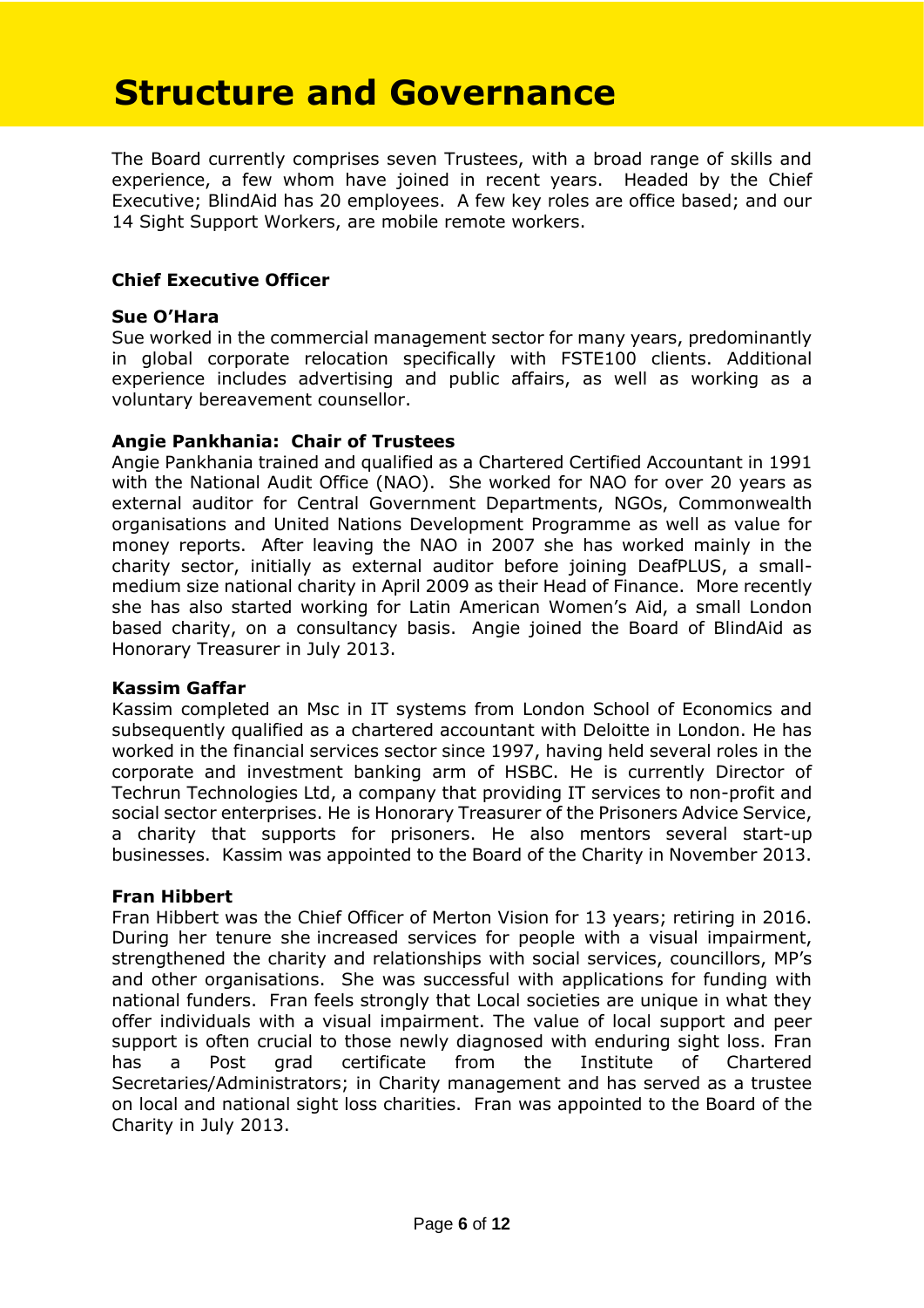# Structure and Governance

The Board currently comprises seven Trustees, with a broad range of skills and experience, a few whom have joined in recent years. Headed by the Chief Executive; BlindAid has 20 employees. A few key roles are office based; and our 14 Sight Support Workers, are mobile remote workers.

### Chief Executive Officer

**Sue O'Hara**
Sue worked in the commercial management sector for many years, predominantly in global corporate relocation specifically with FSTE100 clients. Additional experience includes advertising and public affairs, as well as working as a voluntary bereavement counsellor.

**Angie Pankhania: Chair of Trustees**
Angie Pankhania trained and qualified as a Chartered Certified Accountant in 1991 with the National Audit Office (NAO). She worked for NAO for over 20 years as external auditor for Central Government Departments, NGOs, Commonwealth organisations and United Nations Development Programme as well as value for money reports. After leaving the NAO in 2007 she has worked mainly in the charity sector, initially as external auditor before joining DeafPLUS, a small-medium size national charity in April 2009 as their Head of Finance. More recently she has also started working for Latin American Women's Aid, a small London based charity, on a consultancy basis. Angie joined the Board of BlindAid as Honorary Treasurer in July 2013.

**Kassim Gaffar**
Kassim completed an Msc in IT systems from London School of Economics and subsequently qualified as a chartered accountant with Deloitte in London. He has worked in the financial services sector since 1997, having held several roles in the corporate and investment banking arm of HSBC. He is currently Director of Techrun Technologies Ltd, a company that providing IT services to non-profit and social sector enterprises. He is Honorary Treasurer of the Prisoners Advice Service, a charity that supports for prisoners. He also mentors several start-up businesses. Kassim was appointed to the Board of the Charity in November 2013.

**Fran Hibbert**
Fran Hibbert was the Chief Officer of Merton Vision for 13 years; retiring in 2016. During her tenure she increased services for people with a visual impairment, strengthened the charity and relationships with social services, councillors, MP's and other organisations. She was successful with applications for funding with national funders. Fran feels strongly that Local societies are unique in what they offer individuals with a visual impairment. The value of local support and peer support is often crucial to those newly diagnosed with enduring sight loss. Fran has a Post grad certificate from the Institute of Chartered Secretaries/Administrators; in Charity management and has served as a trustee on local and national sight loss charities. Fran was appointed to the Board of the Charity in July 2013.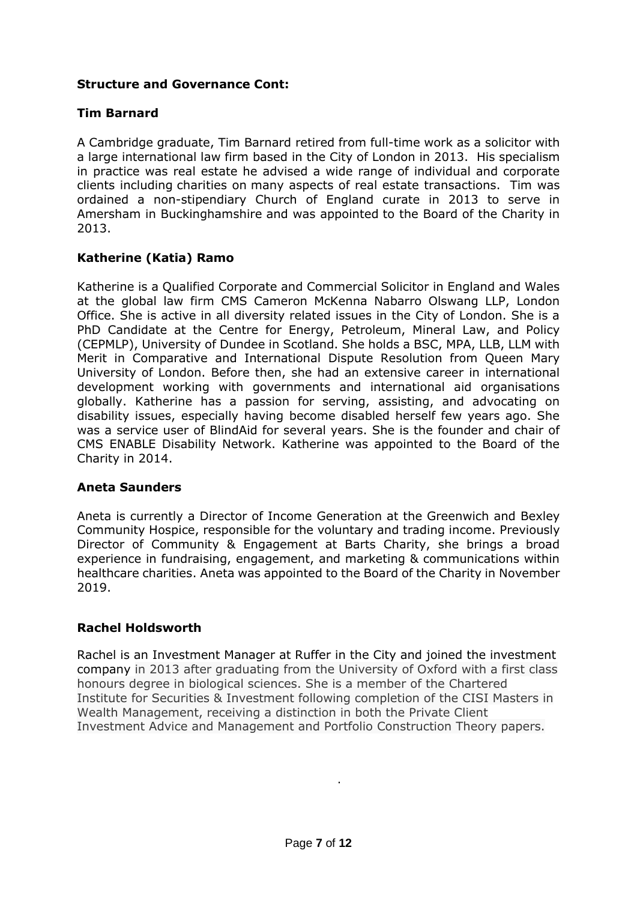**Structure and Governance Cont:**

**Tim Barnard**

A Cambridge graduate, Tim Barnard retired from full-time work as a solicitor with a large international law firm based in the City of London in 2013. His specialism in practice was real estate he advised a wide range of individual and corporate clients including charities on many aspects of real estate transactions. Tim was ordained a non-stipendiary Church of England curate in 2013 to serve in Amersham in Buckinghamshire and was appointed to the Board of the Charity in 2013.

**Katherine (Katia) Ramo**

Katherine is a Qualified Corporate and Commercial Solicitor in England and Wales at the global law firm CMS Cameron McKenna Nabarro Olswang LLP, London Office. She is active in all diversity related issues in the City of London. She is a PhD Candidate at the Centre for Energy, Petroleum, Mineral Law, and Policy (CEPMLP), University of Dundee in Scotland. She holds a BSC, MPA, LLB, LLM with Merit in Comparative and International Dispute Resolution from Queen Mary University of London. Before then, she had an extensive career in international development working with governments and international aid organisations globally. Katherine has a passion for serving, assisting, and advocating on disability issues, especially having become disabled herself few years ago. She was a service user of BlindAid for several years. She is the founder and chair of CMS ENABLE Disability Network. Katherine was appointed to the Board of the Charity in 2014.

**Aneta Saunders**

Aneta is currently a Director of Income Generation at the Greenwich and Bexley Community Hospice, responsible for the voluntary and trading income. Previously Director of Community & Engagement at Barts Charity, she brings a broad experience in fundraising, engagement, and marketing & communications within healthcare charities. Aneta was appointed to the Board of the Charity in November 2019.

**Rachel Holdsworth**

Rachel is an Investment Manager at Ruffer in the City and joined the investment company in 2013 after graduating from the University of Oxford with a first class honours degree in biological sciences. She is a member of the Chartered Institute for Securities & Investment following completion of the CISI Masters in Wealth Management, receiving a distinction in both the Private Client Investment Advice and Management and Portfolio Construction Theory papers.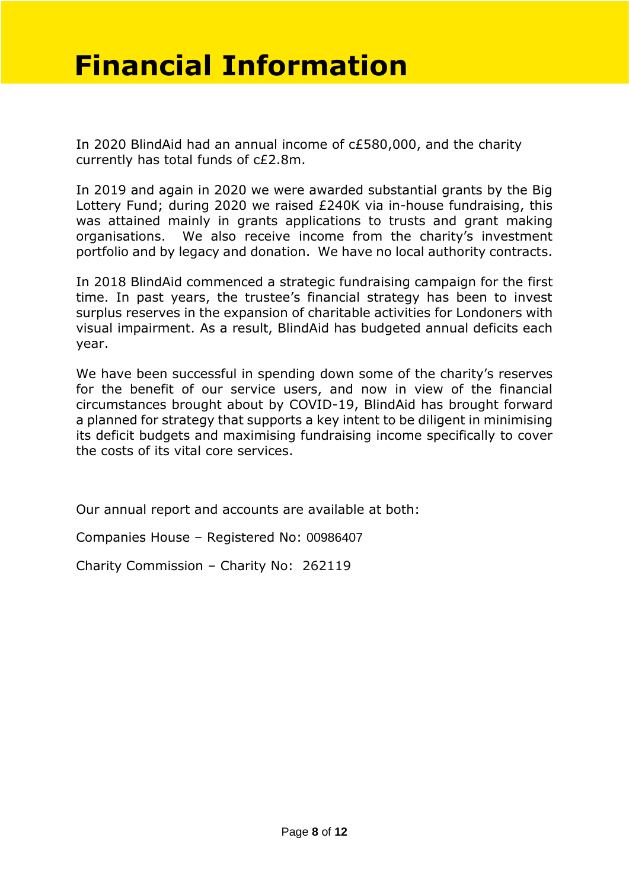# Financial Information

In 2020 BlindAid had an annual income of c£580,000, and the charity currently has total funds of c£2.8m.

In 2019 and again in 2020 we were awarded substantial grants by the Big Lottery Fund; during 2020 we raised £240K via in-house fundraising, this was attained mainly in grants applications to trusts and grant making organisations. We also receive income from the charity's investment portfolio and by legacy and donation. We have no local authority contracts.

In 2018 BlindAid commenced a strategic fundraising campaign for the first time. In past years, the trustee's financial strategy has been to invest surplus reserves in the expansion of charitable activities for Londoners with visual impairment. As a result, BlindAid has budgeted annual deficits each year.

We have been successful in spending down some of the charity's reserves for the benefit of our service users, and now in view of the financial circumstances brought about by COVID-19, BlindAid has brought forward a planned for strategy that supports a key intent to be diligent in minimising its deficit budgets and maximising fundraising income specifically to cover the costs of its vital core services.

Our annual report and accounts are available at both:

Companies House – Registered No: 00986407

Charity Commission – Charity No: 262119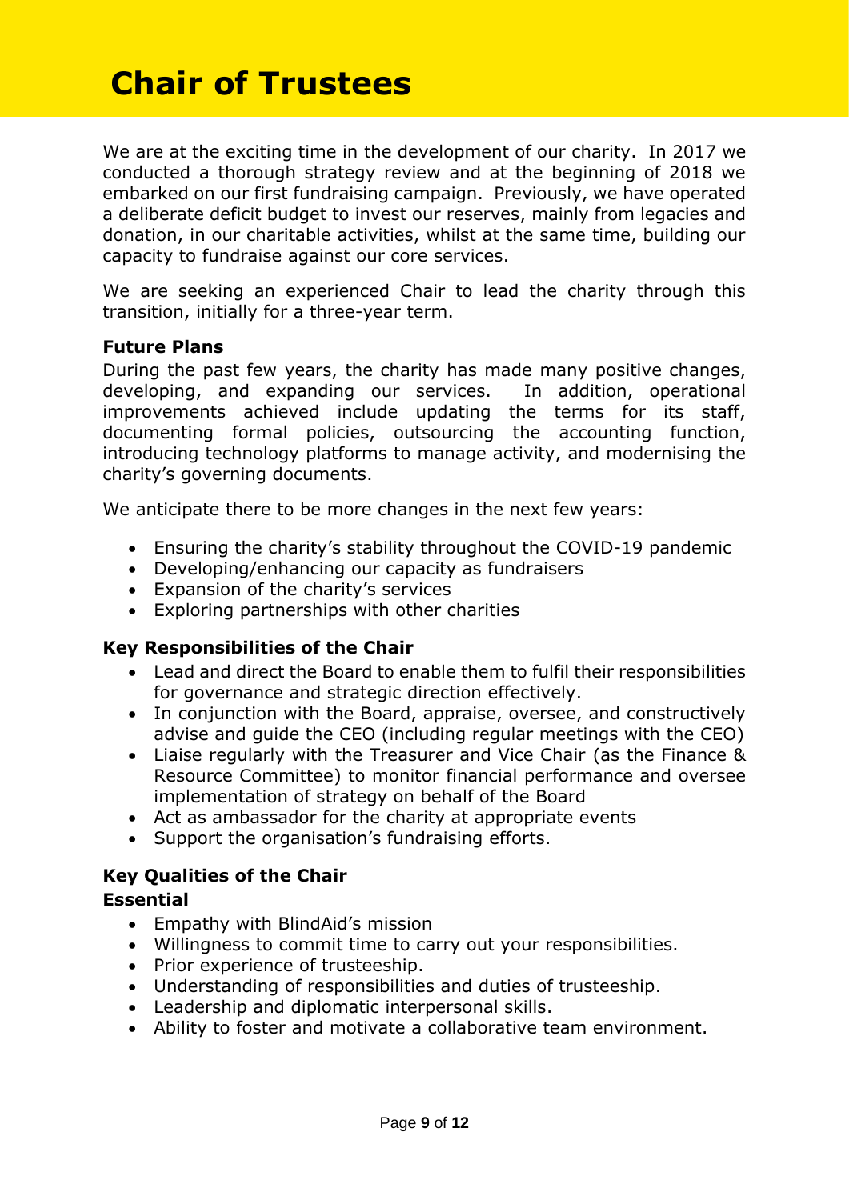# Chair of Trustees

We are at the exciting time in the development of our charity. In 2017 we conducted a thorough strategy review and at the beginning of 2018 we embarked on our first fundraising campaign. Previously, we have operated a deliberate deficit budget to invest our reserves, mainly from legacies and donation, in our charitable activities, whilst at the same time, building our capacity to fundraise against our core services.

We are seeking an experienced Chair to lead the charity through this transition, initially for a three-year term.

**Future Plans**

During the past few years, the charity has made many positive changes, developing, and expanding our services. In addition, operational improvements achieved include updating the terms for its staff, documenting formal policies, outsourcing the accounting function, introducing technology platforms to manage activity, and modernising the charity's governing documents.

We anticipate there to be more changes in the next few years:

- Ensuring the charity's stability throughout the COVID-19 pandemic
- Developing/enhancing our capacity as fundraisers
- Expansion of the charity's services
- Exploring partnerships with other charities

**Key Responsibilities of the Chair**

- Lead and direct the Board to enable them to fulfil their responsibilities for governance and strategic direction effectively.
- In conjunction with the Board, appraise, oversee, and constructively advise and guide the CEO (including regular meetings with the CEO)
- Liaise regularly with the Treasurer and Vice Chair (as the Finance & Resource Committee) to monitor financial performance and oversee implementation of strategy on behalf of the Board
- Act as ambassador for the charity at appropriate events
- Support the organisation's fundraising efforts.

**Key Qualities of the Chair**

**Essential**

- Empathy with BlindAid's mission
- Willingness to commit time to carry out your responsibilities.
- Prior experience of trusteeship.
- Understanding of responsibilities and duties of trusteeship.
- Leadership and diplomatic interpersonal skills.
- Ability to foster and motivate a collaborative team environment.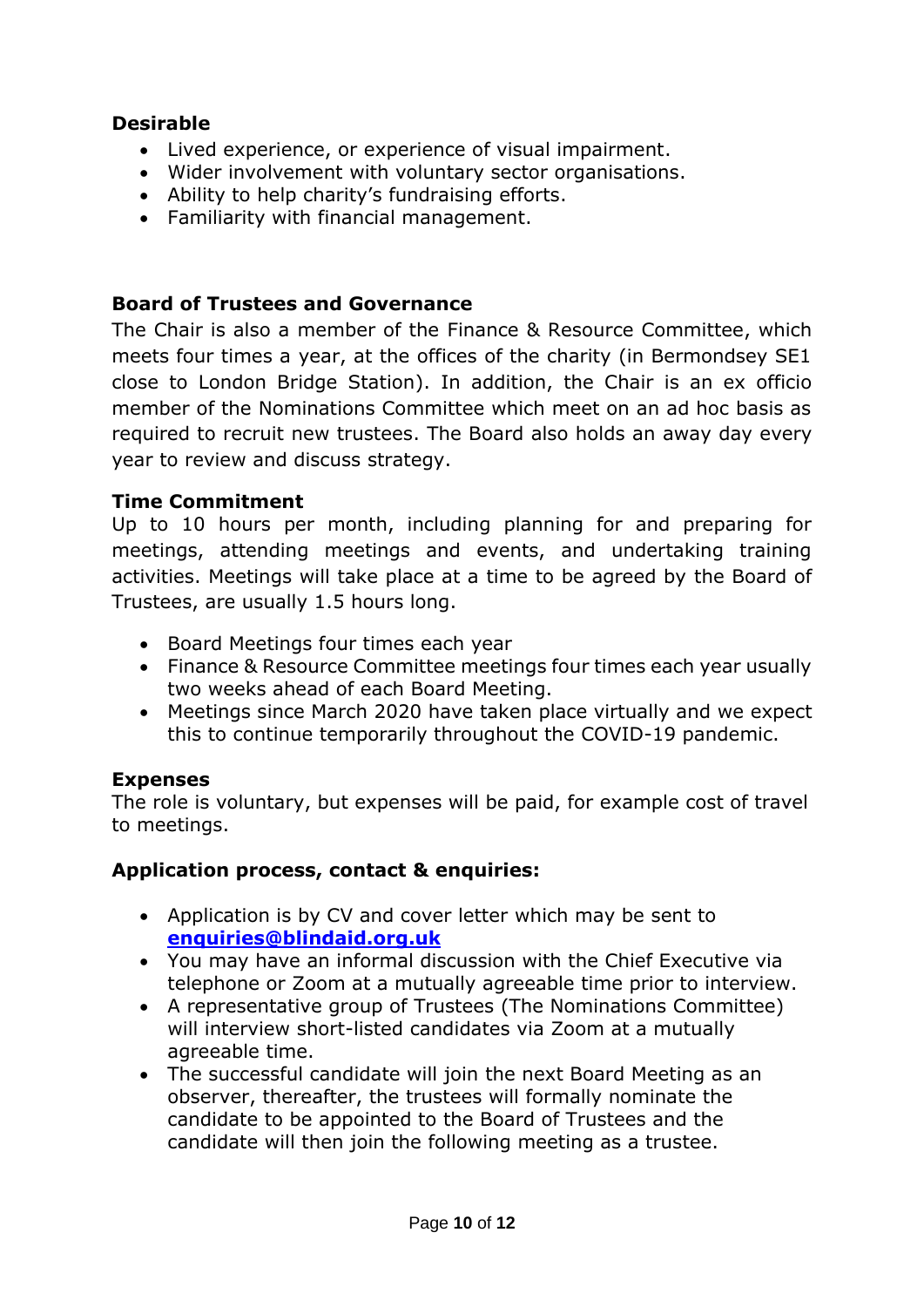**Desirable**

- Lived experience, or experience of visual impairment.
- Wider involvement with voluntary sector organisations.
- Ability to help charity's fundraising efforts.
- Familiarity with financial management.

**Board of Trustees and Governance**

The Chair is also a member of the Finance & Resource Committee, which meets four times a year, at the offices of the charity (in Bermondsey SE1 close to London Bridge Station). In addition, the Chair is an ex officio member of the Nominations Committee which meet on an ad hoc basis as required to recruit new trustees. The Board also holds an away day every year to review and discuss strategy.

**Time Commitment**

Up to 10 hours per month, including planning for and preparing for meetings, attending meetings and events, and undertaking training activities. Meetings will take place at a time to be agreed by the Board of Trustees, are usually 1.5 hours long.

- Board Meetings four times each year
- Finance & Resource Committee meetings four times each year usually two weeks ahead of each Board Meeting.
- Meetings since March 2020 have taken place virtually and we expect this to continue temporarily throughout the COVID-19 pandemic.

**Expenses**

The role is voluntary, but expenses will be paid, for example cost of travel to meetings.

**Application process, contact & enquiries:**

- Application is by CV and cover letter which may be sent to **enquiries@blindaid.org.uk**
- You may have an informal discussion with the Chief Executive via telephone or Zoom at a mutually agreeable time prior to interview.
- A representative group of Trustees (The Nominations Committee) will interview short-listed candidates via Zoom at a mutually agreeable time.
- The successful candidate will join the next Board Meeting as an observer, thereafter, the trustees will formally nominate the candidate to be appointed to the Board of Trustees and the candidate will then join the following meeting as a trustee.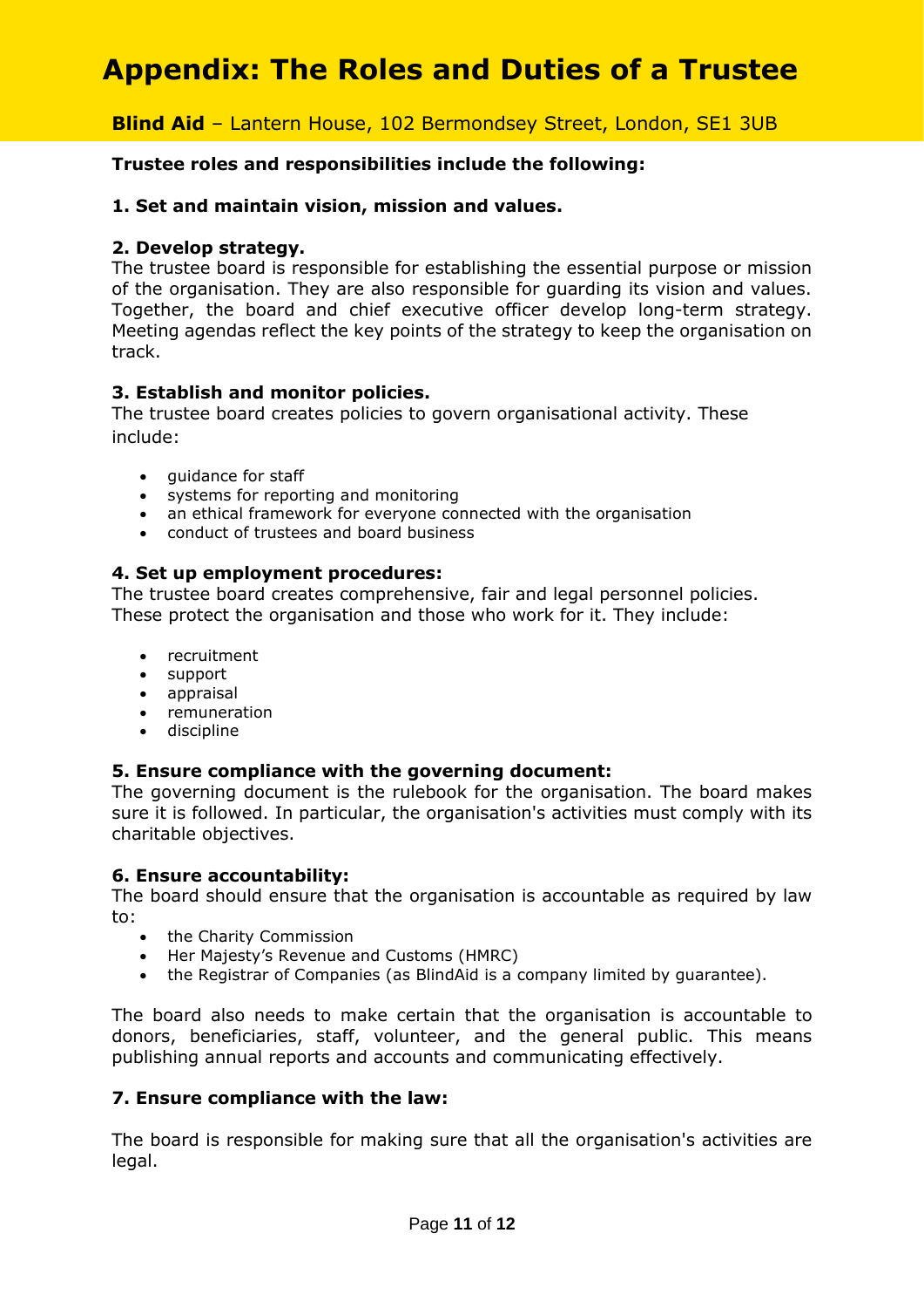# Appendix: The Roles and Duties of a Trustee

**Blind Aid** – Lantern House, 102 Bermondsey Street, London, SE1 3UB

**Trustee roles and responsibilities include the following:**

**1. Set and maintain vision, mission and values.**

**2. Develop strategy.**
The trustee board is responsible for establishing the essential purpose or mission of the organisation. They are also responsible for guarding its vision and values. Together, the board and chief executive officer develop long-term strategy. Meeting agendas reflect the key points of the strategy to keep the organisation on track.

**3. Establish and monitor policies.**
The trustee board creates policies to govern organisational activity. These include:

- guidance for staff
- systems for reporting and monitoring
- an ethical framework for everyone connected with the organisation
- conduct of trustees and board business

**4. Set up employment procedures:**
The trustee board creates comprehensive, fair and legal personnel policies. These protect the organisation and those who work for it. They include:

- recruitment
- support
- appraisal
- remuneration
- discipline

**5. Ensure compliance with the governing document:**
The governing document is the rulebook for the organisation. The board makes sure it is followed. In particular, the organisation's activities must comply with its charitable objectives.

**6. Ensure accountability:**
The board should ensure that the organisation is accountable as required by law to:

- the Charity Commission
- Her Majesty's Revenue and Customs (HMRC)
- the Registrar of Companies (as BlindAid is a company limited by guarantee).

The board also needs to make certain that the organisation is accountable to donors, beneficiaries, staff, volunteer, and the general public. This means publishing annual reports and accounts and communicating effectively.

**7. Ensure compliance with the law:**

The board is responsible for making sure that all the organisation's activities are legal.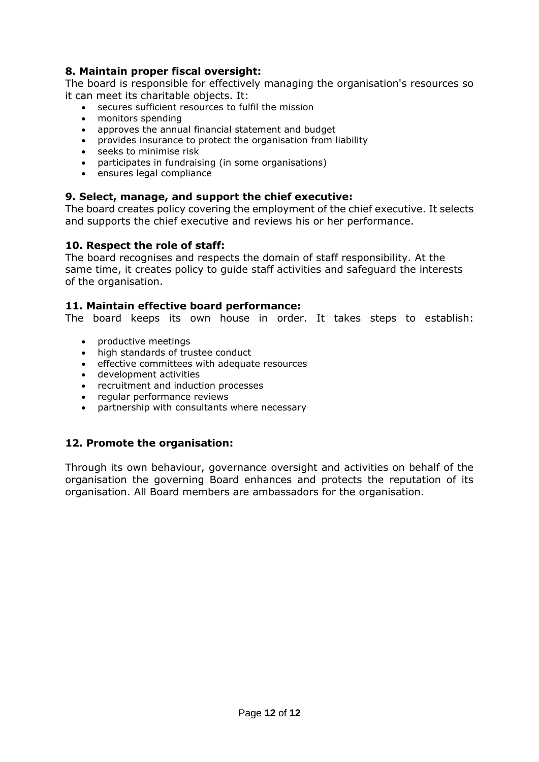**8. Maintain proper fiscal oversight:**

The board is responsible for effectively managing the organisation's resources so it can meet its charitable objects. It:

- secures sufficient resources to fulfil the mission
- monitors spending
- approves the annual financial statement and budget
- provides insurance to protect the organisation from liability
- seeks to minimise risk
- participates in fundraising (in some organisations)
- ensures legal compliance

**9. Select, manage, and support the chief executive:**

The board creates policy covering the employment of the chief executive. It selects and supports the chief executive and reviews his or her performance.

**10. Respect the role of staff:**

The board recognises and respects the domain of staff responsibility. At the same time, it creates policy to guide staff activities and safeguard the interests of the organisation.

**11. Maintain effective board performance:**

The board keeps its own house in order. It takes steps to establish:

- productive meetings
- high standards of trustee conduct
- effective committees with adequate resources
- development activities
- recruitment and induction processes
- regular performance reviews
- partnership with consultants where necessary

**12. Promote the organisation:**

Through its own behaviour, governance oversight and activities on behalf of the organisation the governing Board enhances and protects the reputation of its organisation. All Board members are ambassadors for the organisation.